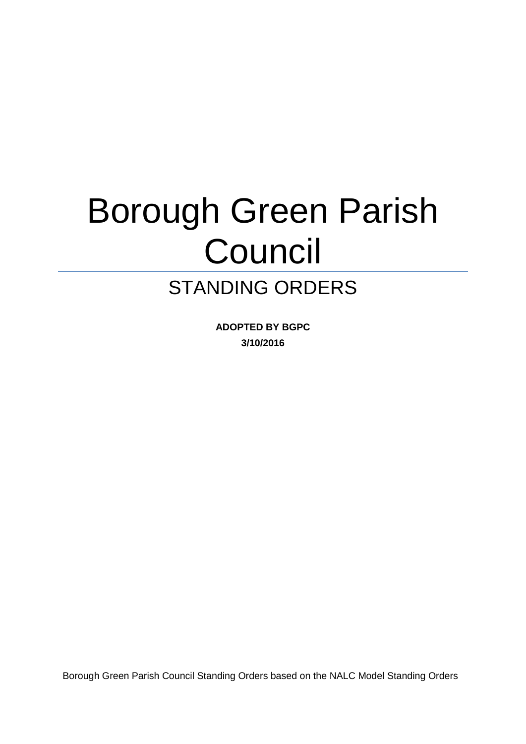# Borough Green Parish Council

## STANDING ORDERS

**ADOPTED BY BGPC**

**3/10/2016**

Borough Green Parish Council Standing Orders based on the NALC Model Standing Orders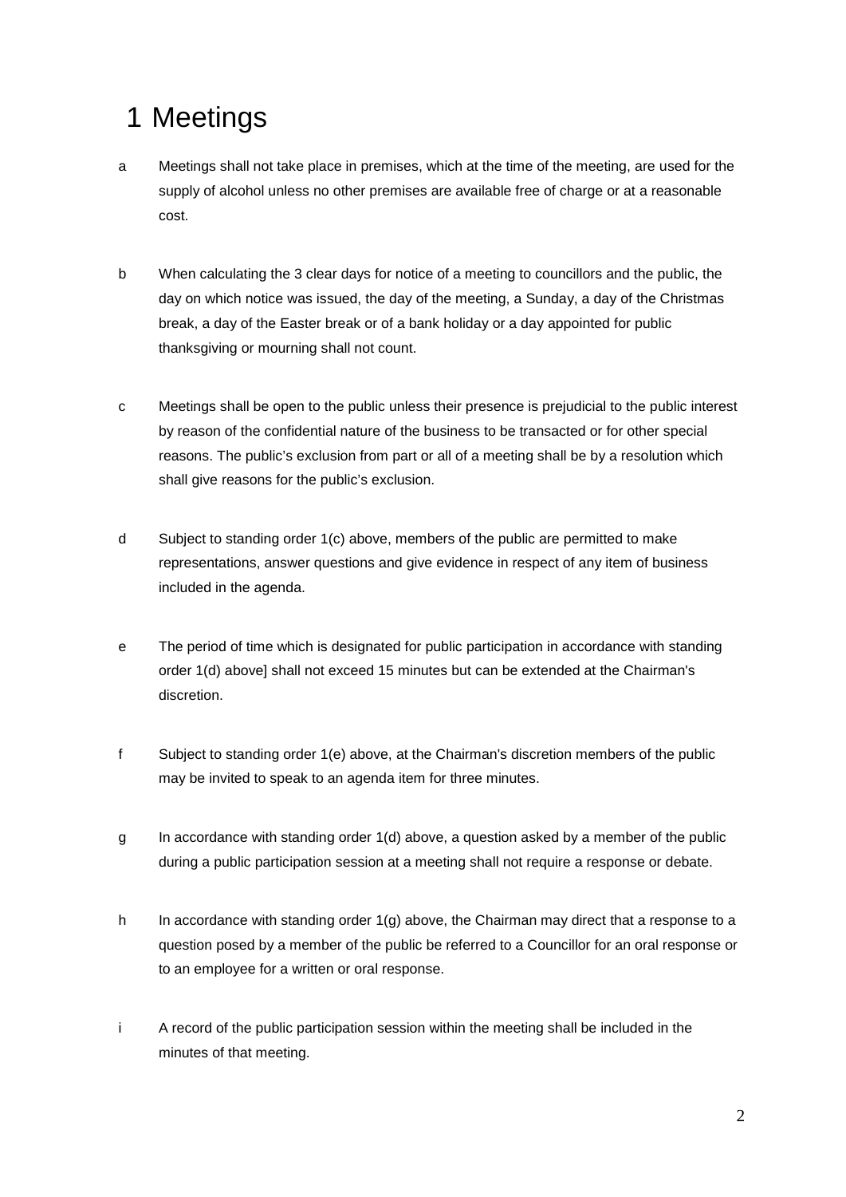# 1 Meetings

a Meetings shall not take place in premises, which at the time of the meeting, are used for the supply of alcohol unless no other premises are available free of charge or at a reasonable cost.

b When calculating the 3 clear days for notice of a meeting to councillors and the public, the day on which notice was issued, the day of the meeting, a Sunday, a day of the Christmas break, a day of the Easter break or of a bank holiday or a day appointed for public thanksgiving or mourning shall not count.

c Meetings shall be open to the public unless their presence is prejudicial to the public interest by reason of the confidential nature of the business to be transacted or for other special reasons. The public's exclusion from part or all of a meeting shall be by a resolution which shall give reasons for the public's exclusion.

d Subject to standing order 1(c) above, members of the public are permitted to make representations, answer questions and give evidence in respect of any item of business included in the agenda.

e The period of time which is designated for public participation in accordance with standing order 1(d) above] shall not exceed 15 minutes but can be extended at the Chairman's discretion.

f Subject to standing order 1(e) above, at the Chairman's discretion members of the public may be invited to speak to an agenda item for three minutes.

g In accordance with standing order 1(d) above, a question asked by a member of the public during a public participation session at a meeting shall not require a response or debate.

h In accordance with standing order 1(g) above, the Chairman may direct that a response to a question posed by a member of the public be referred to a Councillor for an oral response or to an employee for a written or oral response.

i A record of the public participation session within the meeting shall be included in the minutes of that meeting.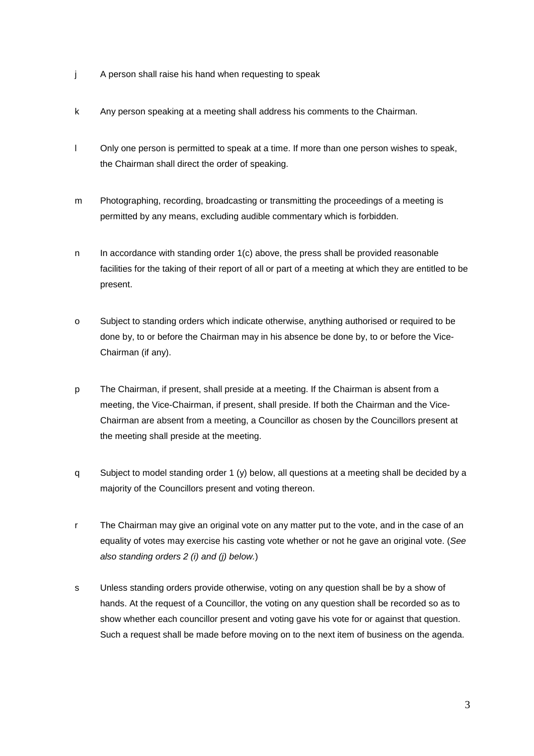j A person shall raise his hand when requesting to speak

k Any person speaking at a meeting shall address his comments to the Chairman.

l Only one person is permitted to speak at a time. If more than one person wishes to speak, the Chairman shall direct the order of speaking.

m Photographing, recording, broadcasting or transmitting the proceedings of a meeting is permitted by any means, excluding audible commentary which is forbidden.

n In accordance with standing order 1(c) above, the press shall be provided reasonable facilities for the taking of their report of all or part of a meeting at which they are entitled to be present.

o Subject to standing orders which indicate otherwise, anything authorised or required to be done by, to or before the Chairman may in his absence be done by, to or before the Vice-Chairman (if any).

p The Chairman, if present, shall preside at a meeting. If the Chairman is absent from a meeting, the Vice-Chairman, if present, shall preside. If both the Chairman and the Vice-Chairman are absent from a meeting, a Councillor as chosen by the Councillors present at the meeting shall preside at the meeting.

q Subject to model standing order 1 (y) below, all questions at a meeting shall be decided by a majority of the Councillors present and voting thereon.

r The Chairman may give an original vote on any matter put to the vote, and in the case of an equality of votes may exercise his casting vote whether or not he gave an original vote. (*See also standing orders 2 (i) and (j) below.*)

s Unless standing orders provide otherwise, voting on any question shall be by a show of hands. At the request of a Councillor, the voting on any question shall be recorded so as to show whether each councillor present and voting gave his vote for or against that question. Such a request shall be made before moving on to the next item of business on the agenda.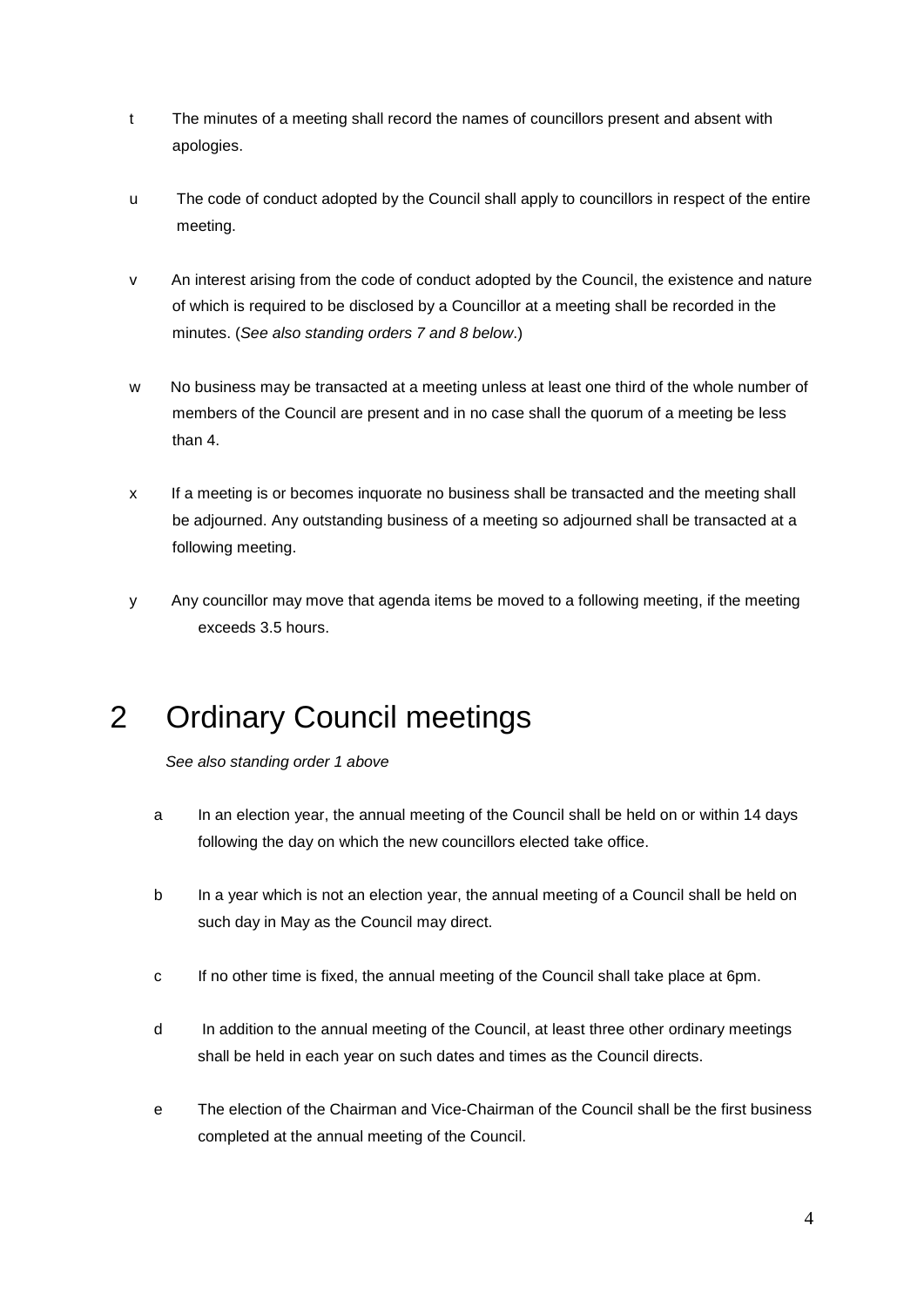t The minutes of a meeting shall record the names of councillors present and absent with apologies.

u The code of conduct adopted by the Council shall apply to councillors in respect of the entire meeting.

v An interest arising from the code of conduct adopted by the Council, the existence and nature of which is required to be disclosed by a Councillor at a meeting shall be recorded in the minutes. (*See also standing orders 7 and 8 below*.)

w No business may be transacted at a meeting unless at least one third of the whole number of members of the Council are present and in no case shall the quorum of a meeting be less than 4.

x If a meeting is or becomes inquorate no business shall be transacted and the meeting shall be adjourned. Any outstanding business of a meeting so adjourned shall be transacted at a following meeting.

y Any councillor may move that agenda items be moved to a following meeting, if the meeting exceeds 3.5 hours.

# 2 Ordinary Council meetings

*See also standing order 1 above*

a In an election year, the annual meeting of the Council shall be held on or within 14 days following the day on which the new councillors elected take office.

b In a year which is not an election year, the annual meeting of a Council shall be held on such day in May as the Council may direct.

c If no other time is fixed, the annual meeting of the Council shall take place at 6pm.

d In addition to the annual meeting of the Council, at least three other ordinary meetings shall be held in each year on such dates and times as the Council directs.

e The election of the Chairman and Vice-Chairman of the Council shall be the first business completed at the annual meeting of the Council.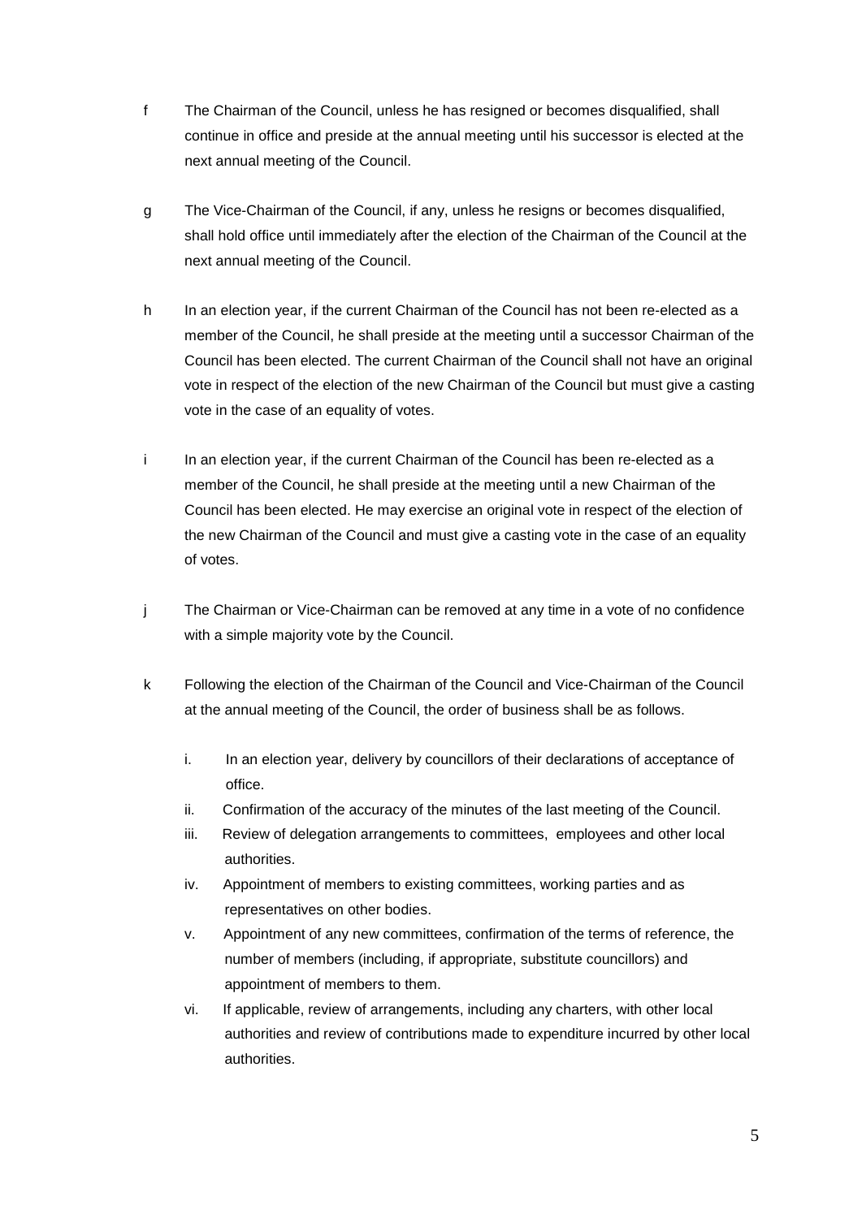f The Chairman of the Council, unless he has resigned or becomes disqualified, shall continue in office and preside at the annual meeting until his successor is elected at the next annual meeting of the Council.

g The Vice-Chairman of the Council, if any, unless he resigns or becomes disqualified, shall hold office until immediately after the election of the Chairman of the Council at the next annual meeting of the Council.

h In an election year, if the current Chairman of the Council has not been re-elected as a member of the Council, he shall preside at the meeting until a successor Chairman of the Council has been elected. The current Chairman of the Council shall not have an original vote in respect of the election of the new Chairman of the Council but must give a casting vote in the case of an equality of votes.

i In an election year, if the current Chairman of the Council has been re-elected as a member of the Council, he shall preside at the meeting until a new Chairman of the Council has been elected. He may exercise an original vote in respect of the election of the new Chairman of the Council and must give a casting vote in the case of an equality of votes.

j The Chairman or Vice-Chairman can be removed at any time in a vote of no confidence with a simple majority vote by the Council.

k Following the election of the Chairman of the Council and Vice-Chairman of the Council at the annual meeting of the Council, the order of business shall be as follows.

   i. In an election year, delivery by councillors of their declarations of acceptance of office.
   ii. Confirmation of the accuracy of the minutes of the last meeting of the Council.
   iii. Review of delegation arrangements to committees, employees and other local authorities.
   iv. Appointment of members to existing committees, working parties and as representatives on other bodies.
   v. Appointment of any new committees, confirmation of the terms of reference, the number of members (including, if appropriate, substitute councillors) and appointment of members to them.
   vi. If applicable, review of arrangements, including any charters, with other local authorities and review of contributions made to expenditure incurred by other local authorities.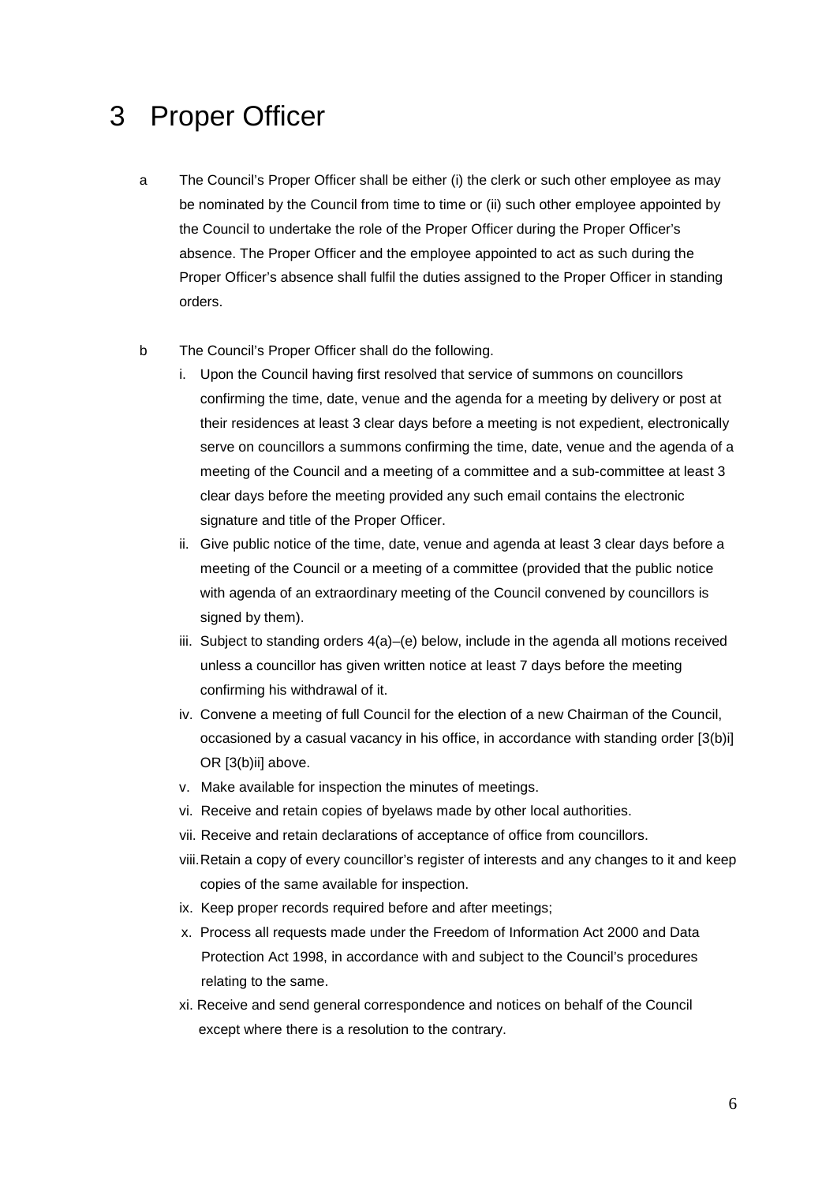# 3 Proper Officer

a The Council's Proper Officer shall be either (i) the clerk or such other employee as may be nominated by the Council from time to time or (ii) such other employee appointed by the Council to undertake the role of the Proper Officer during the Proper Officer's absence. The Proper Officer and the employee appointed to act as such during the Proper Officer's absence shall fulfil the duties assigned to the Proper Officer in standing orders.

b The Council's Proper Officer shall do the following.

   i. Upon the Council having first resolved that service of summons on councillors confirming the time, date, venue and the agenda for a meeting by delivery or post at their residences at least 3 clear days before a meeting is not expedient, electronically serve on councillors a summons confirming the time, date, venue and the agenda of a meeting of the Council and a meeting of a committee and a sub-committee at least 3 clear days before the meeting provided any such email contains the electronic signature and title of the Proper Officer.
   ii. Give public notice of the time, date, venue and agenda at least 3 clear days before a meeting of the Council or a meeting of a committee (provided that the public notice with agenda of an extraordinary meeting of the Council convened by councillors is signed by them).
   iii. Subject to standing orders 4(a)–(e) below, include in the agenda all motions received unless a councillor has given written notice at least 7 days before the meeting confirming his withdrawal of it.
   iv. Convene a meeting of full Council for the election of a new Chairman of the Council, occasioned by a casual vacancy in his office, in accordance with standing order [3(b)i] OR [3(b)ii] above.
   v. Make available for inspection the minutes of meetings.
   vi. Receive and retain copies of byelaws made by other local authorities.
   vii. Receive and retain declarations of acceptance of office from councillors.
   viii. Retain a copy of every councillor's register of interests and any changes to it and keep copies of the same available for inspection.
   ix. Keep proper records required before and after meetings;
   x. Process all requests made under the Freedom of Information Act 2000 and Data Protection Act 1998, in accordance with and subject to the Council's procedures relating to the same.
   xi. Receive and send general correspondence and notices on behalf of the Council except where there is a resolution to the contrary.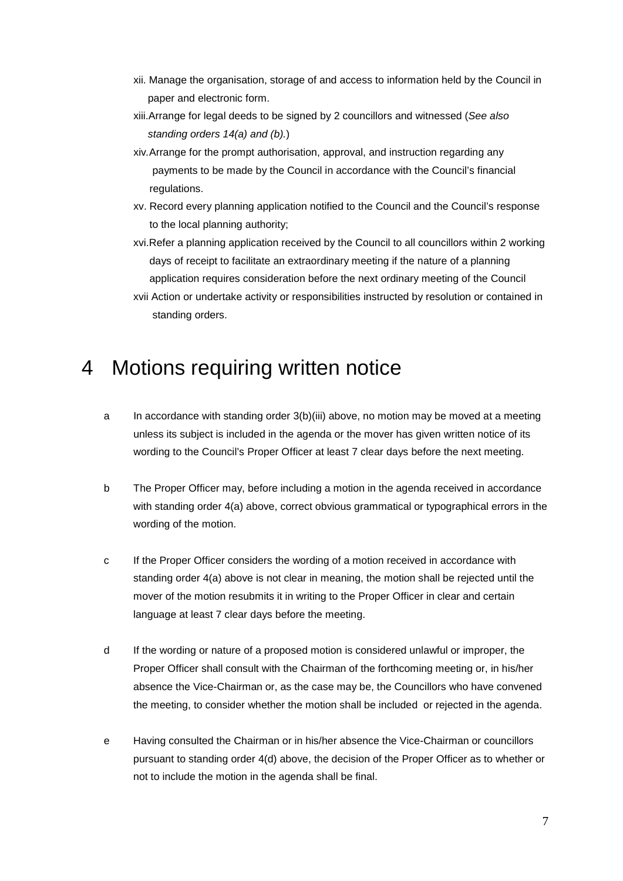xii. Manage the organisation, storage of and access to information held by the Council in paper and electronic form.

xiii. Arrange for legal deeds to be signed by 2 councillors and witnessed (*See also standing orders 14(a) and (b).*)

xiv. Arrange for the prompt authorisation, approval, and instruction regarding any payments to be made by the Council in accordance with the Council's financial regulations.

xv. Record every planning application notified to the Council and the Council's response to the local planning authority;

xvi. Refer a planning application received by the Council to all councillors within 2 working days of receipt to facilitate an extraordinary meeting if the nature of a planning application requires consideration before the next ordinary meeting of the Council

xvii Action or undertake activity or responsibilities instructed by resolution or contained in standing orders.

# 4 Motions requiring written notice

a In accordance with standing order 3(b)(iii) above, no motion may be moved at a meeting unless its subject is included in the agenda or the mover has given written notice of its wording to the Council's Proper Officer at least 7 clear days before the next meeting.

b The Proper Officer may, before including a motion in the agenda received in accordance with standing order 4(a) above, correct obvious grammatical or typographical errors in the wording of the motion.

c If the Proper Officer considers the wording of a motion received in accordance with standing order 4(a) above is not clear in meaning, the motion shall be rejected until the mover of the motion resubmits it in writing to the Proper Officer in clear and certain language at least 7 clear days before the meeting.

d If the wording or nature of a proposed motion is considered unlawful or improper, the Proper Officer shall consult with the Chairman of the forthcoming meeting or, in his/her absence the Vice-Chairman or, as the case may be, the Councillors who have convened the meeting, to consider whether the motion shall be included or rejected in the agenda.

e Having consulted the Chairman or in his/her absence the Vice-Chairman or councillors pursuant to standing order 4(d) above, the decision of the Proper Officer as to whether or not to include the motion in the agenda shall be final.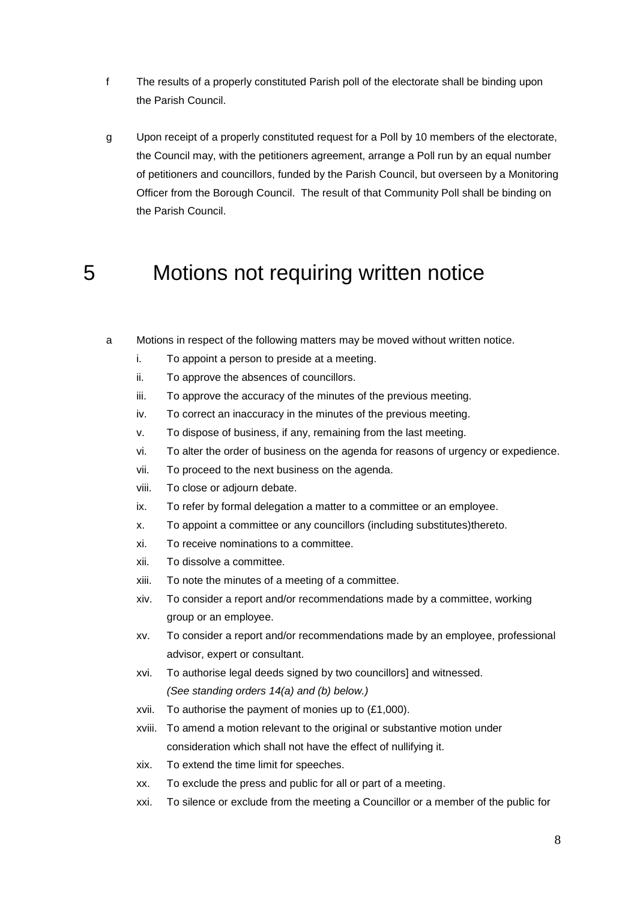f The results of a properly constituted Parish poll of the electorate shall be binding upon the Parish Council.

g Upon receipt of a properly constituted request for a Poll by 10 members of the electorate, the Council may, with the petitioners agreement, arrange a Poll run by an equal number of petitioners and councillors, funded by the Parish Council, but overseen by a Monitoring Officer from the Borough Council. The result of that Community Poll shall be binding on the Parish Council.

# 5 Motions not requiring written notice

a Motions in respect of the following matters may be moved without written notice.

i. To appoint a person to preside at a meeting.
ii. To approve the absences of councillors.
iii. To approve the accuracy of the minutes of the previous meeting.
iv. To correct an inaccuracy in the minutes of the previous meeting.
v. To dispose of business, if any, remaining from the last meeting.
vi. To alter the order of business on the agenda for reasons of urgency or expedience.
vii. To proceed to the next business on the agenda.
viii. To close or adjourn debate.
ix. To refer by formal delegation a matter to a committee or an employee.
x. To appoint a committee or any councillors (including substitutes)thereto.
xi. To receive nominations to a committee.
xii. To dissolve a committee.
xiii. To note the minutes of a meeting of a committee.
xiv. To consider a report and/or recommendations made by a committee, working group or an employee.
xv. To consider a report and/or recommendations made by an employee, professional advisor, expert or consultant.
xvi. To authorise legal deeds signed by two councillors] and witnessed. *(See standing orders 14(a) and (b) below.)*
xvii. To authorise the payment of monies up to (£1,000).
xviii. To amend a motion relevant to the original or substantive motion under consideration which shall not have the effect of nullifying it.
xix. To extend the time limit for speeches.
xx. To exclude the press and public for all or part of a meeting.
xxi. To silence or exclude from the meeting a Councillor or a member of the public for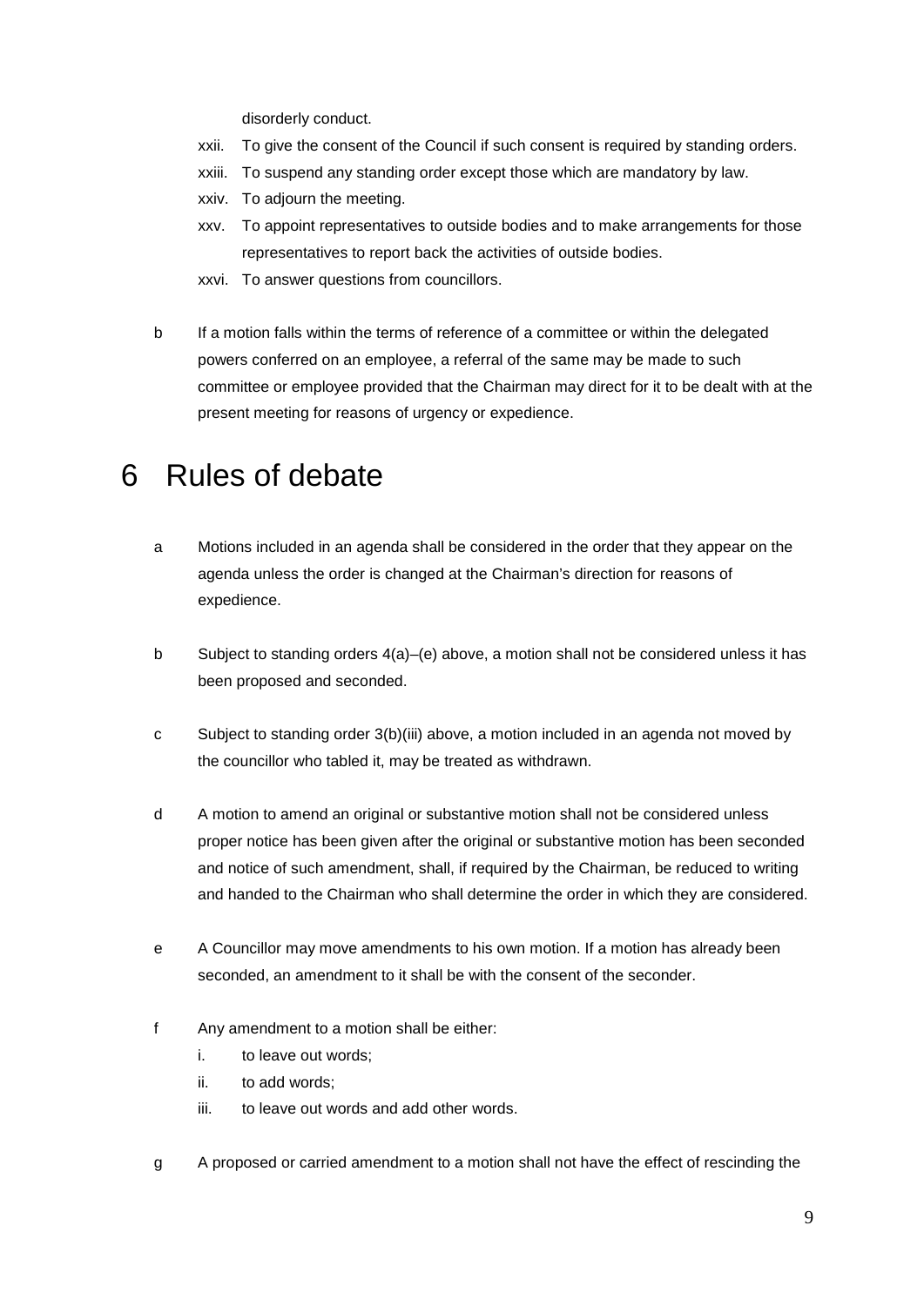disorderly conduct.

xxii. To give the consent of the Council if such consent is required by standing orders.

xxiii. To suspend any standing order except those which are mandatory by law.

xxiv. To adjourn the meeting.

xxv. To appoint representatives to outside bodies and to make arrangements for those representatives to report back the activities of outside bodies.

xxvi. To answer questions from councillors.

b If a motion falls within the terms of reference of a committee or within the delegated powers conferred on an employee, a referral of the same may be made to such committee or employee provided that the Chairman may direct for it to be dealt with at the present meeting for reasons of urgency or expedience.

# 6 Rules of debate

a Motions included in an agenda shall be considered in the order that they appear on the agenda unless the order is changed at the Chairman's direction for reasons of expedience.

b Subject to standing orders 4(a)–(e) above, a motion shall not be considered unless it has been proposed and seconded.

c Subject to standing order 3(b)(iii) above, a motion included in an agenda not moved by the councillor who tabled it, may be treated as withdrawn.

d A motion to amend an original or substantive motion shall not be considered unless proper notice has been given after the original or substantive motion has been seconded and notice of such amendment, shall, if required by the Chairman, be reduced to writing and handed to the Chairman who shall determine the order in which they are considered.

e A Councillor may move amendments to his own motion. If a motion has already been seconded, an amendment to it shall be with the consent of the seconder.

f Any amendment to a motion shall be either:

i. to leave out words;

ii. to add words;

iii. to leave out words and add other words.

g A proposed or carried amendment to a motion shall not have the effect of rescinding the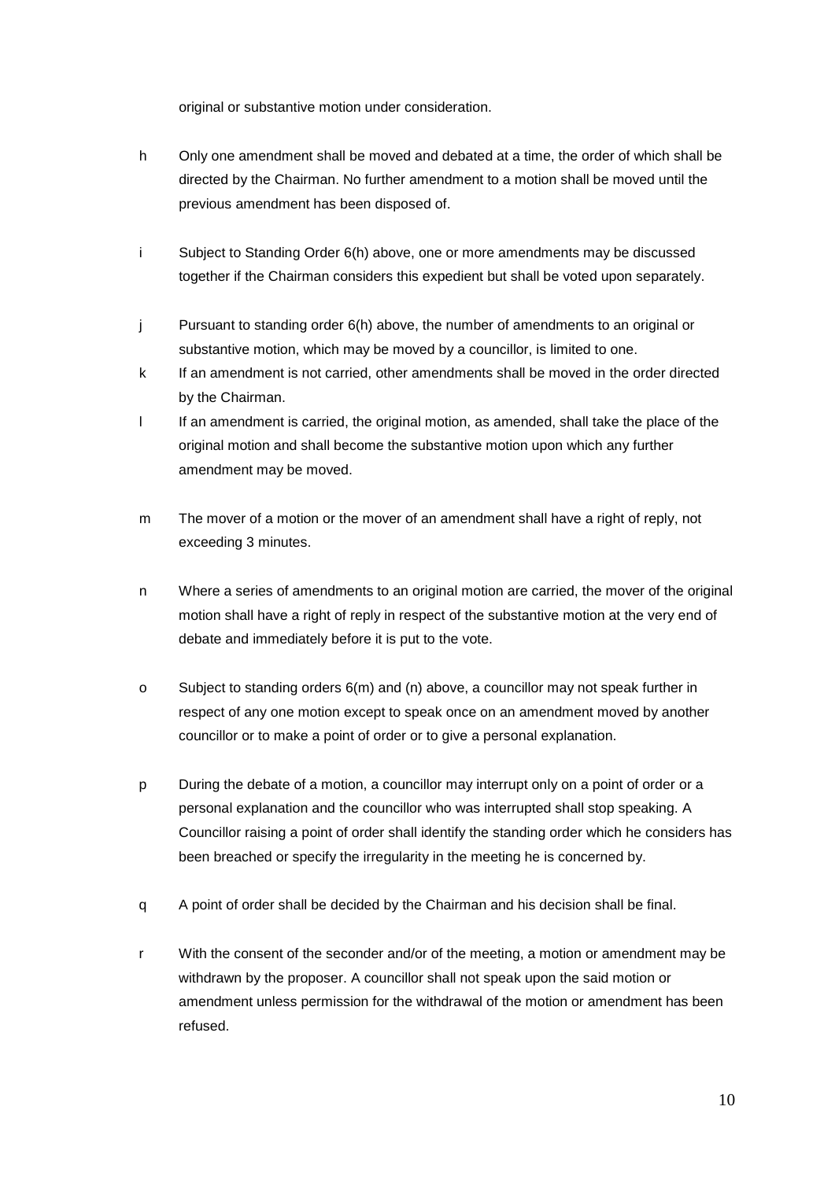original or substantive motion under consideration.

h Only one amendment shall be moved and debated at a time, the order of which shall be directed by the Chairman. No further amendment to a motion shall be moved until the previous amendment has been disposed of.

i Subject to Standing Order 6(h) above, one or more amendments may be discussed together if the Chairman considers this expedient but shall be voted upon separately.

j Pursuant to standing order 6(h) above, the number of amendments to an original or substantive motion, which may be moved by a councillor, is limited to one.

k If an amendment is not carried, other amendments shall be moved in the order directed by the Chairman.

l If an amendment is carried, the original motion, as amended, shall take the place of the original motion and shall become the substantive motion upon which any further amendment may be moved.

m The mover of a motion or the mover of an amendment shall have a right of reply, not exceeding 3 minutes.

n Where a series of amendments to an original motion are carried, the mover of the original motion shall have a right of reply in respect of the substantive motion at the very end of debate and immediately before it is put to the vote.

o Subject to standing orders 6(m) and (n) above, a councillor may not speak further in respect of any one motion except to speak once on an amendment moved by another councillor or to make a point of order or to give a personal explanation.

p During the debate of a motion, a councillor may interrupt only on a point of order or a personal explanation and the councillor who was interrupted shall stop speaking. A Councillor raising a point of order shall identify the standing order which he considers has been breached or specify the irregularity in the meeting he is concerned by.

q A point of order shall be decided by the Chairman and his decision shall be final.

r With the consent of the seconder and/or of the meeting, a motion or amendment may be withdrawn by the proposer. A councillor shall not speak upon the said motion or amendment unless permission for the withdrawal of the motion or amendment has been refused.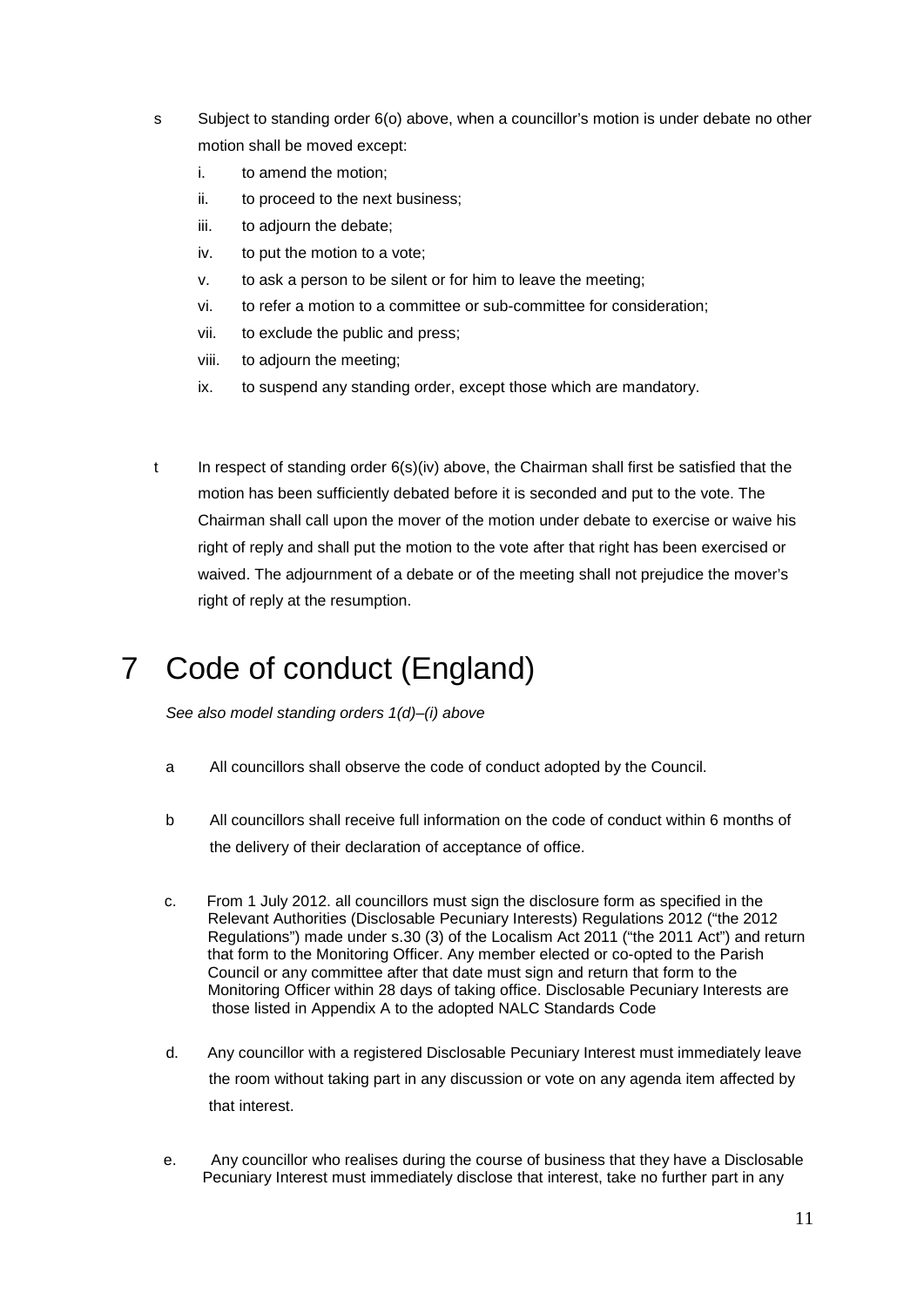s Subject to standing order 6(o) above, when a councillor's motion is under debate no other motion shall be moved except:

   i. to amend the motion;
   ii. to proceed to the next business;
   iii. to adjourn the debate;
   iv. to put the motion to a vote;
   v. to ask a person to be silent or for him to leave the meeting;
   vi. to refer a motion to a committee or sub-committee for consideration;
   vii. to exclude the public and press;
   viii. to adjourn the meeting;
   ix. to suspend any standing order, except those which are mandatory.

t In respect of standing order 6(s)(iv) above, the Chairman shall first be satisfied that the motion has been sufficiently debated before it is seconded and put to the vote. The Chairman shall call upon the mover of the motion under debate to exercise or waive his right of reply and shall put the motion to the vote after that right has been exercised or waived. The adjournment of a debate or of the meeting shall not prejudice the mover's right of reply at the resumption.

# 7 Code of conduct (England)

*See also model standing orders 1(d)–(i) above*

a All councillors shall observe the code of conduct adopted by the Council.

b All councillors shall receive full information on the code of conduct within 6 months of the delivery of their declaration of acceptance of office.

c. From 1 July 2012. all councillors must sign the disclosure form as specified in the Relevant Authorities (Disclosable Pecuniary Interests) Regulations 2012 ("the 2012 Regulations") made under s.30 (3) of the Localism Act 2011 ("the 2011 Act") and return that form to the Monitoring Officer. Any member elected or co-opted to the Parish Council or any committee after that date must sign and return that form to the Monitoring Officer within 28 days of taking office. Disclosable Pecuniary Interests are those listed in Appendix A to the adopted NALC Standards Code

d. Any councillor with a registered Disclosable Pecuniary Interest must immediately leave the room without taking part in any discussion or vote on any agenda item affected by that interest.

e. Any councillor who realises during the course of business that they have a Disclosable Pecuniary Interest must immediately disclose that interest, take no further part in any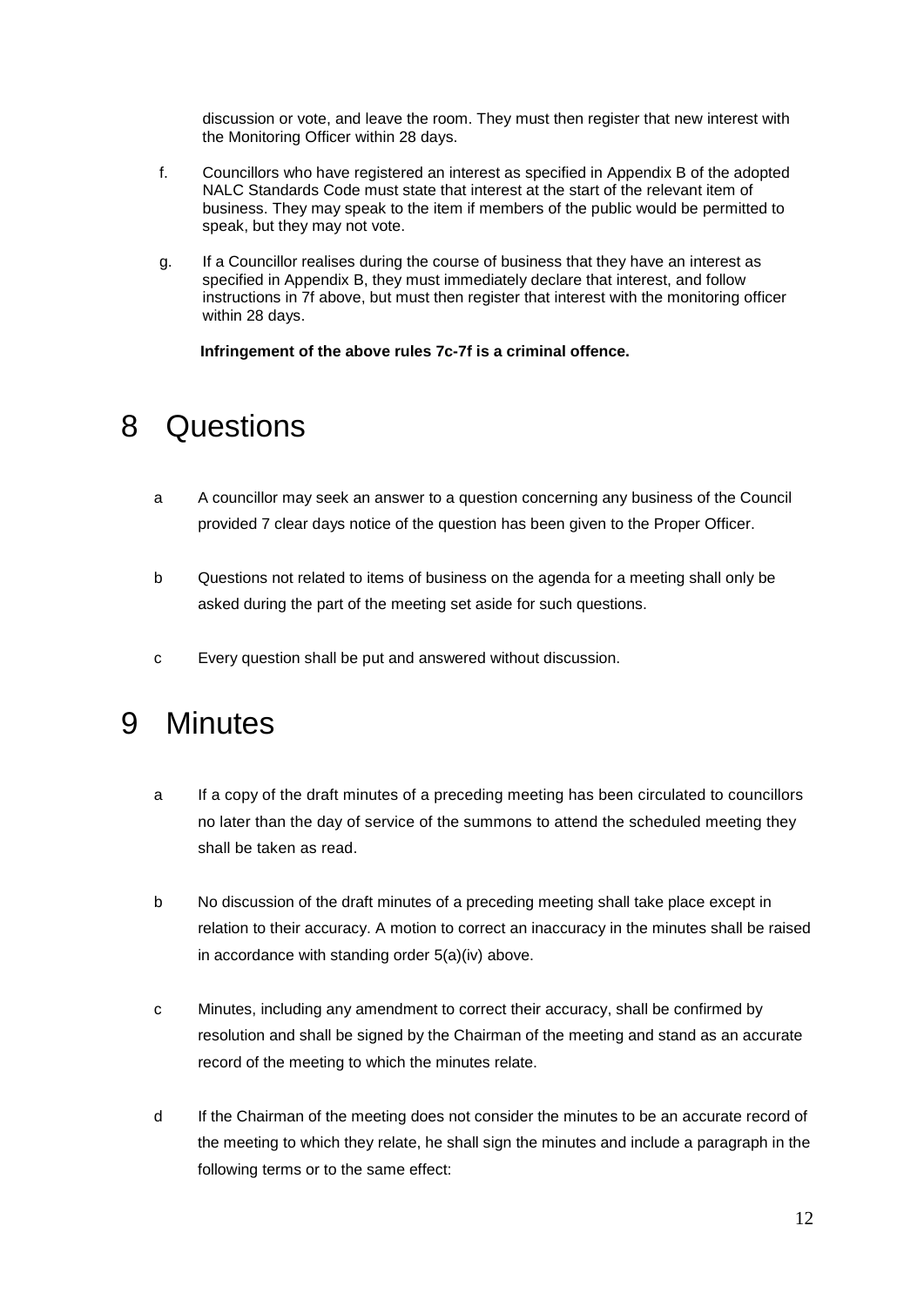discussion or vote, and leave the room. They must then register that new interest with the Monitoring Officer within 28 days.

f. Councillors who have registered an interest as specified in Appendix B of the adopted NALC Standards Code must state that interest at the start of the relevant item of business. They may speak to the item if members of the public would be permitted to speak, but they may not vote.

g. If a Councillor realises during the course of business that they have an interest as specified in Appendix B, they must immediately declare that interest, and follow instructions in 7f above, but must then register that interest with the monitoring officer within 28 days.

**Infringement of the above rules 7c-7f is a criminal offence.**

# 8 Questions

a A councillor may seek an answer to a question concerning any business of the Council provided 7 clear days notice of the question has been given to the Proper Officer.

b Questions not related to items of business on the agenda for a meeting shall only be asked during the part of the meeting set aside for such questions.

c Every question shall be put and answered without discussion.

# 9 Minutes

a If a copy of the draft minutes of a preceding meeting has been circulated to councillors no later than the day of service of the summons to attend the scheduled meeting they shall be taken as read.

b No discussion of the draft minutes of a preceding meeting shall take place except in relation to their accuracy. A motion to correct an inaccuracy in the minutes shall be raised in accordance with standing order 5(a)(iv) above.

c Minutes, including any amendment to correct their accuracy, shall be confirmed by resolution and shall be signed by the Chairman of the meeting and stand as an accurate record of the meeting to which the minutes relate.

d If the Chairman of the meeting does not consider the minutes to be an accurate record of the meeting to which they relate, he shall sign the minutes and include a paragraph in the following terms or to the same effect: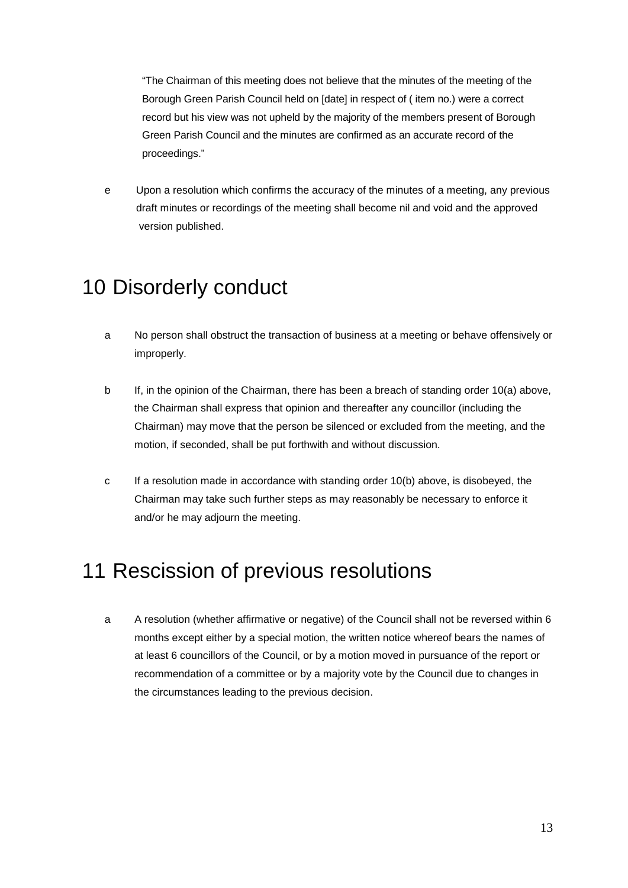"The Chairman of this meeting does not believe that the minutes of the meeting of the Borough Green Parish Council held on [date] in respect of ( item no.) were a correct record but his view was not upheld by the majority of the members present of Borough Green Parish Council and the minutes are confirmed as an accurate record of the proceedings."

e Upon a resolution which confirms the accuracy of the minutes of a meeting, any previous draft minutes or recordings of the meeting shall become nil and void and the approved version published.

# 10 Disorderly conduct

a No person shall obstruct the transaction of business at a meeting or behave offensively or improperly.

b If, in the opinion of the Chairman, there has been a breach of standing order 10(a) above, the Chairman shall express that opinion and thereafter any councillor (including the Chairman) may move that the person be silenced or excluded from the meeting, and the motion, if seconded, shall be put forthwith and without discussion.

c If a resolution made in accordance with standing order 10(b) above, is disobeyed, the Chairman may take such further steps as may reasonably be necessary to enforce it and/or he may adjourn the meeting.

# 11 Rescission of previous resolutions

a A resolution (whether affirmative or negative) of the Council shall not be reversed within 6 months except either by a special motion, the written notice whereof bears the names of at least 6 councillors of the Council, or by a motion moved in pursuance of the report or recommendation of a committee or by a majority vote by the Council due to changes in the circumstances leading to the previous decision.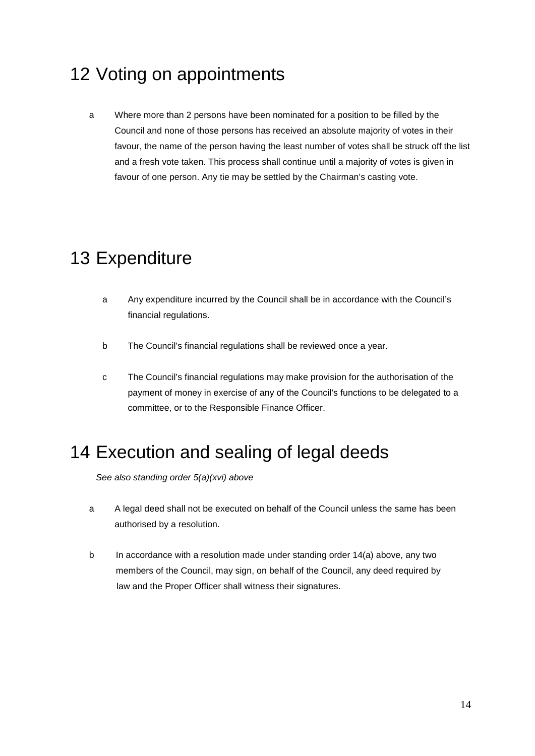# 12 Voting on appointments

a Where more than 2 persons have been nominated for a position to be filled by the Council and none of those persons has received an absolute majority of votes in their favour, the name of the person having the least number of votes shall be struck off the list and a fresh vote taken. This process shall continue until a majority of votes is given in favour of one person. Any tie may be settled by the Chairman's casting vote.

# 13 Expenditure

a Any expenditure incurred by the Council shall be in accordance with the Council's financial regulations.

b The Council's financial regulations shall be reviewed once a year.

c The Council's financial regulations may make provision for the authorisation of the payment of money in exercise of any of the Council's functions to be delegated to a committee, or to the Responsible Finance Officer.

# 14 Execution and sealing of legal deeds

*See also standing order 5(a)(xvi) above*

a A legal deed shall not be executed on behalf of the Council unless the same has been authorised by a resolution.

b In accordance with a resolution made under standing order 14(a) above, any two members of the Council, may sign, on behalf of the Council, any deed required by law and the Proper Officer shall witness their signatures.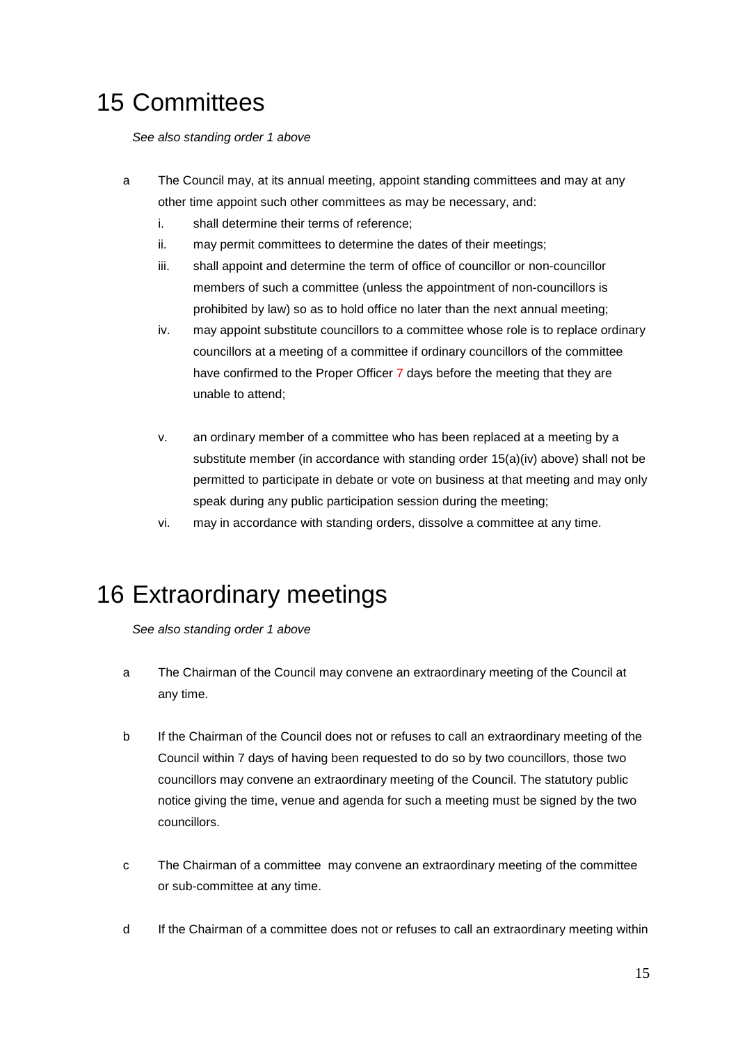# 15 Committees

*See also standing order 1 above*

a The Council may, at its annual meeting, appoint standing committees and may at any other time appoint such other committees as may be necessary, and:

   i. shall determine their terms of reference;
   ii. may permit committees to determine the dates of their meetings;
   iii. shall appoint and determine the term of office of councillor or non-councillor members of such a committee (unless the appointment of non-councillors is prohibited by law) so as to hold office no later than the next annual meeting;
   iv. may appoint substitute councillors to a committee whose role is to replace ordinary councillors at a meeting of a committee if ordinary councillors of the committee have confirmed to the Proper Officer 7 days before the meeting that they are unable to attend;
   v. an ordinary member of a committee who has been replaced at a meeting by a substitute member (in accordance with standing order 15(a)(iv) above) shall not be permitted to participate in debate or vote on business at that meeting and may only speak during any public participation session during the meeting;
   vi. may in accordance with standing orders, dissolve a committee at any time.

# 16 Extraordinary meetings

*See also standing order 1 above*

a The Chairman of the Council may convene an extraordinary meeting of the Council at any time.

b If the Chairman of the Council does not or refuses to call an extraordinary meeting of the Council within 7 days of having been requested to do so by two councillors, those two councillors may convene an extraordinary meeting of the Council. The statutory public notice giving the time, venue and agenda for such a meeting must be signed by the two councillors.

c The Chairman of a committee may convene an extraordinary meeting of the committee or sub-committee at any time.

d If the Chairman of a committee does not or refuses to call an extraordinary meeting within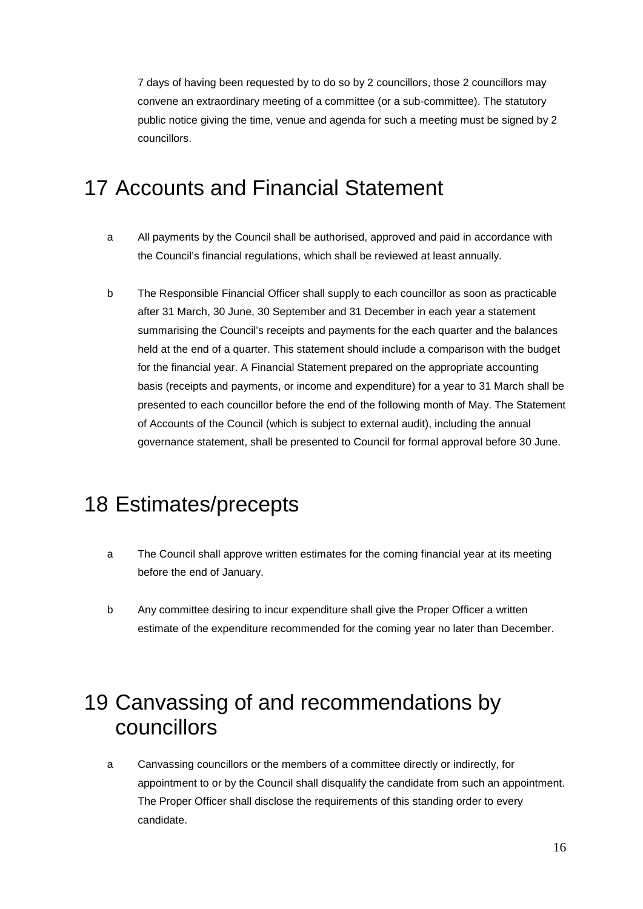7 days of having been requested by to do so by 2 councillors, those 2 councillors may convene an extraordinary meeting of a committee (or a sub-committee). The statutory public notice giving the time, venue and agenda for such a meeting must be signed by 2 councillors.

# 17 Accounts and Financial Statement

a All payments by the Council shall be authorised, approved and paid in accordance with the Council's financial regulations, which shall be reviewed at least annually.

b The Responsible Financial Officer shall supply to each councillor as soon as practicable after 31 March, 30 June, 30 September and 31 December in each year a statement summarising the Council's receipts and payments for the each quarter and the balances held at the end of a quarter. This statement should include a comparison with the budget for the financial year. A Financial Statement prepared on the appropriate accounting basis (receipts and payments, or income and expenditure) for a year to 31 March shall be presented to each councillor before the end of the following month of May. The Statement of Accounts of the Council (which is subject to external audit), including the annual governance statement, shall be presented to Council for formal approval before 30 June.

# 18 Estimates/precepts

a The Council shall approve written estimates for the coming financial year at its meeting before the end of January.

b Any committee desiring to incur expenditure shall give the Proper Officer a written estimate of the expenditure recommended for the coming year no later than December.

# 19 Canvassing of and recommendations by councillors

a Canvassing councillors or the members of a committee directly or indirectly, for appointment to or by the Council shall disqualify the candidate from such an appointment. The Proper Officer shall disclose the requirements of this standing order to every candidate.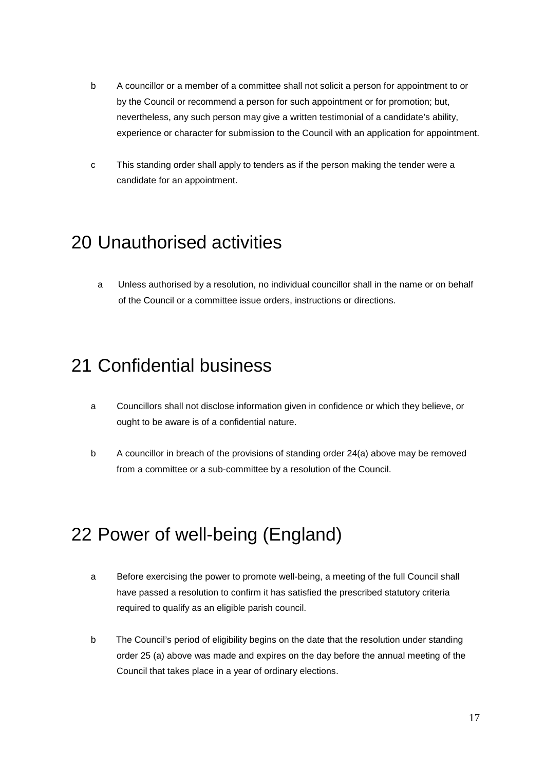b A councillor or a member of a committee shall not solicit a person for appointment to or by the Council or recommend a person for such appointment or for promotion; but, nevertheless, any such person may give a written testimonial of a candidate's ability, experience or character for submission to the Council with an application for appointment.

c This standing order shall apply to tenders as if the person making the tender were a candidate for an appointment.

# 20 Unauthorised activities

a Unless authorised by a resolution, no individual councillor shall in the name or on behalf of the Council or a committee issue orders, instructions or directions.

# 21 Confidential business

a Councillors shall not disclose information given in confidence or which they believe, or ought to be aware is of a confidential nature.

b A councillor in breach of the provisions of standing order 24(a) above may be removed from a committee or a sub-committee by a resolution of the Council.

# 22 Power of well-being (England)

a Before exercising the power to promote well-being, a meeting of the full Council shall have passed a resolution to confirm it has satisfied the prescribed statutory criteria required to qualify as an eligible parish council.

b The Council's period of eligibility begins on the date that the resolution under standing order 25 (a) above was made and expires on the day before the annual meeting of the Council that takes place in a year of ordinary elections.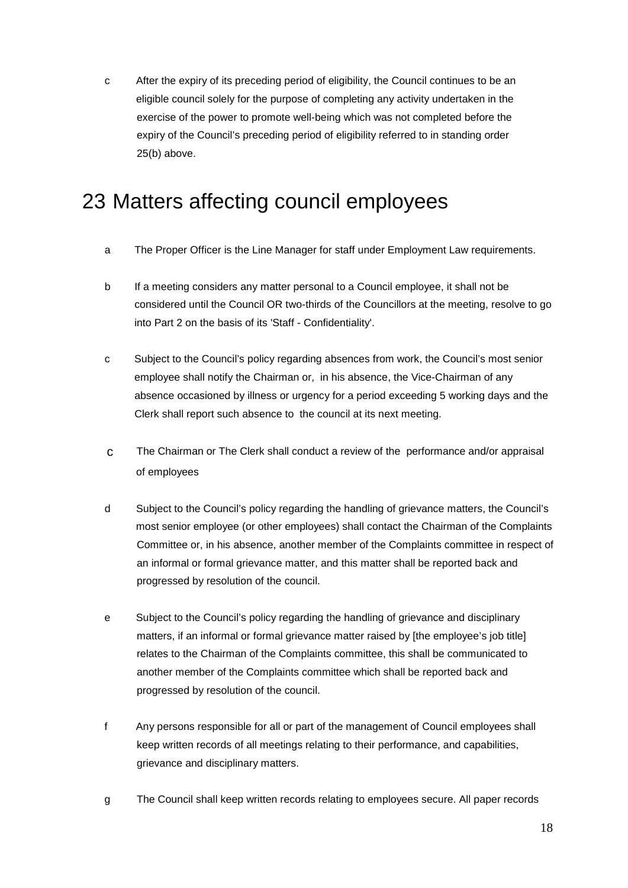c After the expiry of its preceding period of eligibility, the Council continues to be an eligible council solely for the purpose of completing any activity undertaken in the exercise of the power to promote well-being which was not completed before the expiry of the Council's preceding period of eligibility referred to in standing order 25(b) above.

# 23 Matters affecting council employees

a The Proper Officer is the Line Manager for staff under Employment Law requirements.

b If a meeting considers any matter personal to a Council employee, it shall not be considered until the Council OR two-thirds of the Councillors at the meeting, resolve to go into Part 2 on the basis of its 'Staff - Confidentiality'.

c Subject to the Council's policy regarding absences from work, the Council's most senior employee shall notify the Chairman or, in his absence, the Vice-Chairman of any absence occasioned by illness or urgency for a period exceeding 5 working days and the Clerk shall report such absence to the council at its next meeting.

c The Chairman or The Clerk shall conduct a review of the performance and/or appraisal of employees

d Subject to the Council's policy regarding the handling of grievance matters, the Council's most senior employee (or other employees) shall contact the Chairman of the Complaints Committee or, in his absence, another member of the Complaints committee in respect of an informal or formal grievance matter, and this matter shall be reported back and progressed by resolution of the council.

e Subject to the Council's policy regarding the handling of grievance and disciplinary matters, if an informal or formal grievance matter raised by [the employee's job title] relates to the Chairman of the Complaints committee, this shall be communicated to another member of the Complaints committee which shall be reported back and progressed by resolution of the council.

f Any persons responsible for all or part of the management of Council employees shall keep written records of all meetings relating to their performance, and capabilities, grievance and disciplinary matters.

g The Council shall keep written records relating to employees secure. All paper records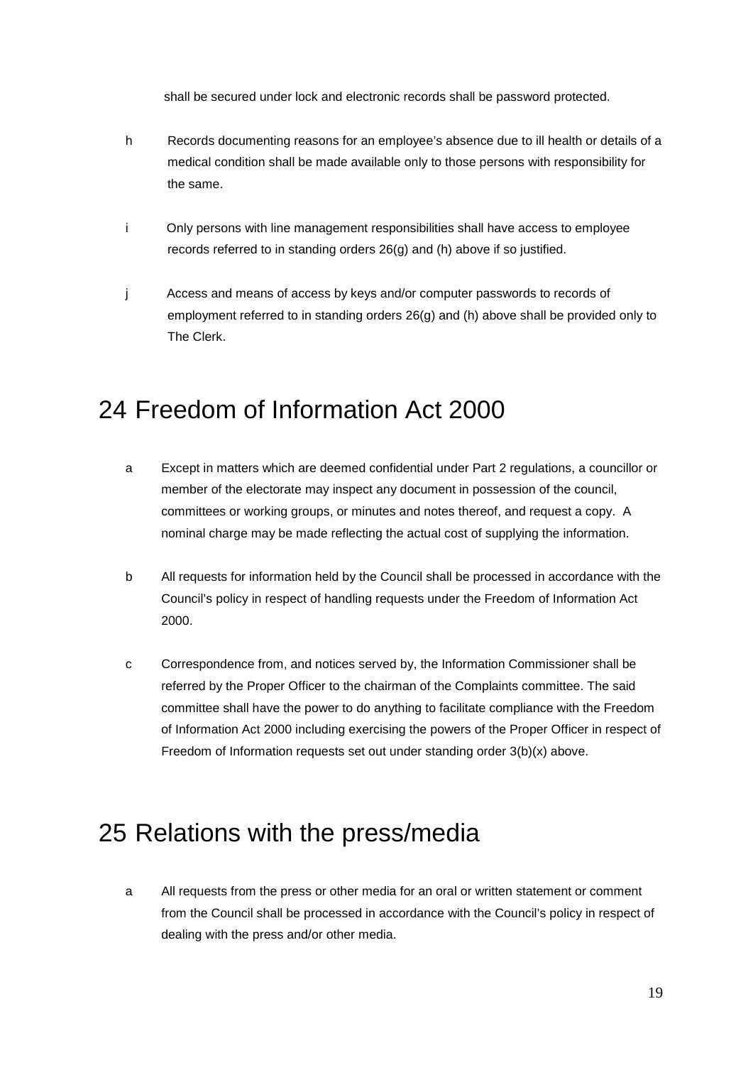shall be secured under lock and electronic records shall be password protected.

h Records documenting reasons for an employee's absence due to ill health or details of a medical condition shall be made available only to those persons with responsibility for the same.

i Only persons with line management responsibilities shall have access to employee records referred to in standing orders 26(g) and (h) above if so justified.

j Access and means of access by keys and/or computer passwords to records of employment referred to in standing orders 26(g) and (h) above shall be provided only to The Clerk.

# 24 Freedom of Information Act 2000

a Except in matters which are deemed confidential under Part 2 regulations, a councillor or member of the electorate may inspect any document in possession of the council, committees or working groups, or minutes and notes thereof, and request a copy. A nominal charge may be made reflecting the actual cost of supplying the information.

b All requests for information held by the Council shall be processed in accordance with the Council's policy in respect of handling requests under the Freedom of Information Act 2000.

c Correspondence from, and notices served by, the Information Commissioner shall be referred by the Proper Officer to the chairman of the Complaints committee. The said committee shall have the power to do anything to facilitate compliance with the Freedom of Information Act 2000 including exercising the powers of the Proper Officer in respect of Freedom of Information requests set out under standing order 3(b)(x) above.

# 25 Relations with the press/media

a All requests from the press or other media for an oral or written statement or comment from the Council shall be processed in accordance with the Council's policy in respect of dealing with the press and/or other media.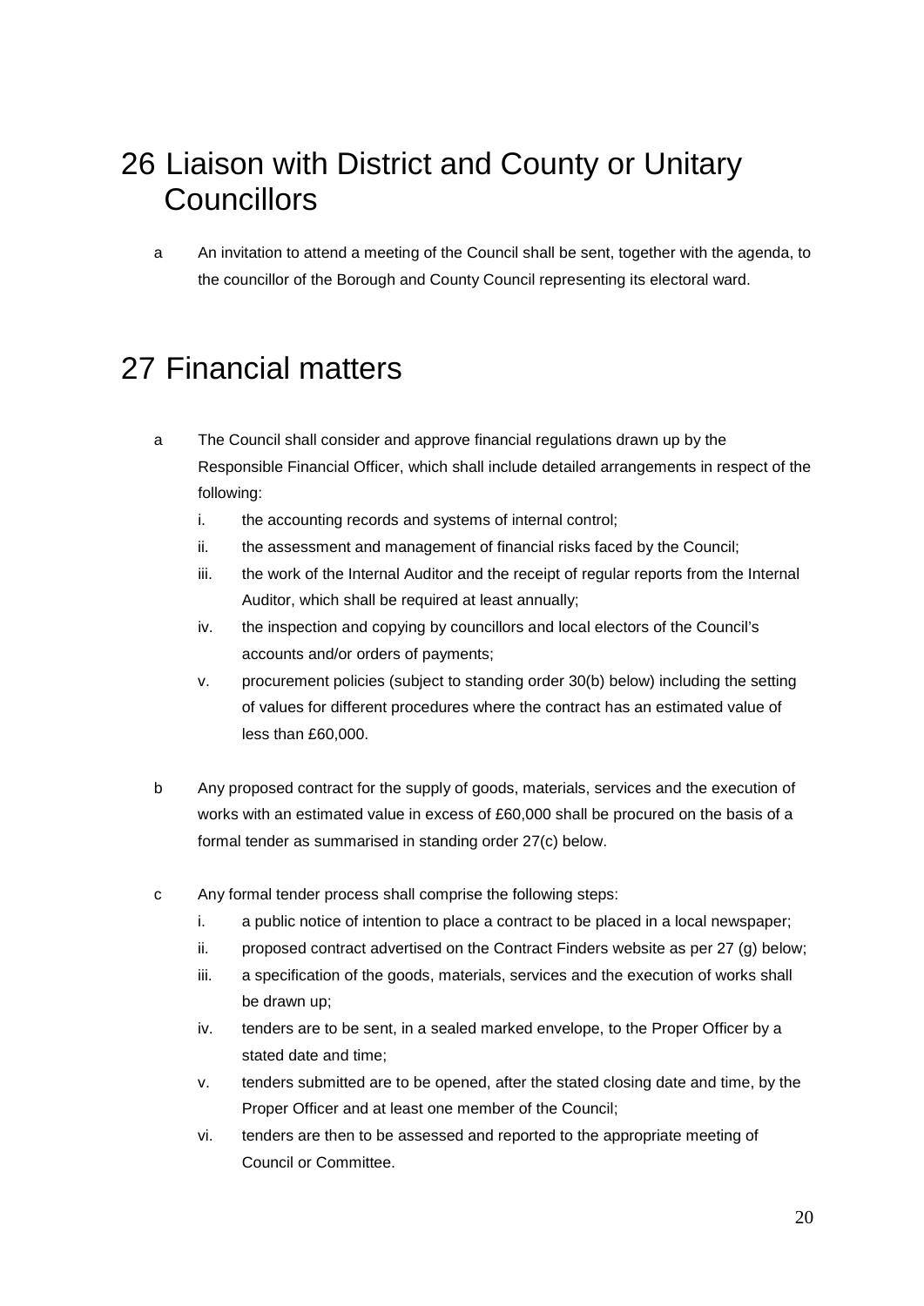# 26 Liaison with District and County or Unitary Councillors

a An invitation to attend a meeting of the Council shall be sent, together with the agenda, to the councillor of the Borough and County Council representing its electoral ward.

# 27 Financial matters

a The Council shall consider and approve financial regulations drawn up by the Responsible Financial Officer, which shall include detailed arrangements in respect of the following:

   i. the accounting records and systems of internal control;
   ii. the assessment and management of financial risks faced by the Council;
   iii. the work of the Internal Auditor and the receipt of regular reports from the Internal Auditor, which shall be required at least annually;
   iv. the inspection and copying by councillors and local electors of the Council's accounts and/or orders of payments;
   v. procurement policies (subject to standing order 30(b) below) including the setting of values for different procedures where the contract has an estimated value of less than £60,000.

b Any proposed contract for the supply of goods, materials, services and the execution of works with an estimated value in excess of £60,000 shall be procured on the basis of a formal tender as summarised in standing order 27(c) below.

c Any formal tender process shall comprise the following steps:

   i. a public notice of intention to place a contract to be placed in a local newspaper;
   ii. proposed contract advertised on the Contract Finders website as per 27 (g) below;
   iii. a specification of the goods, materials, services and the execution of works shall be drawn up;
   iv. tenders are to be sent, in a sealed marked envelope, to the Proper Officer by a stated date and time;
   v. tenders submitted are to be opened, after the stated closing date and time, by the Proper Officer and at least one member of the Council;
   vi. tenders are then to be assessed and reported to the appropriate meeting of Council or Committee.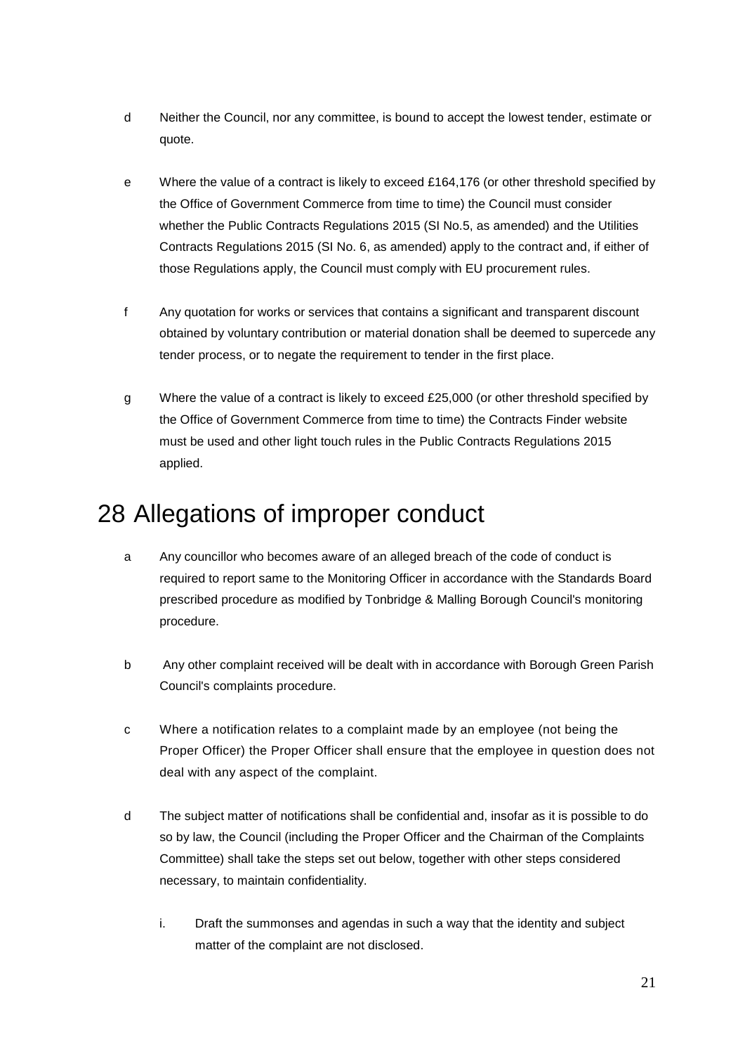d Neither the Council, nor any committee, is bound to accept the lowest tender, estimate or quote.

e Where the value of a contract is likely to exceed £164,176 (or other threshold specified by the Office of Government Commerce from time to time) the Council must consider whether the Public Contracts Regulations 2015 (SI No.5, as amended) and the Utilities Contracts Regulations 2015 (SI No. 6, as amended) apply to the contract and, if either of those Regulations apply, the Council must comply with EU procurement rules.

f Any quotation for works or services that contains a significant and transparent discount obtained by voluntary contribution or material donation shall be deemed to supercede any tender process, or to negate the requirement to tender in the first place.

g Where the value of a contract is likely to exceed £25,000 (or other threshold specified by the Office of Government Commerce from time to time) the Contracts Finder website must be used and other light touch rules in the Public Contracts Regulations 2015 applied.

# 28 Allegations of improper conduct

a Any councillor who becomes aware of an alleged breach of the code of conduct is required to report same to the Monitoring Officer in accordance with the Standards Board prescribed procedure as modified by Tonbridge & Malling Borough Council's monitoring procedure.

b Any other complaint received will be dealt with in accordance with Borough Green Parish Council's complaints procedure.

c Where a notification relates to a complaint made by an employee (not being the Proper Officer) the Proper Officer shall ensure that the employee in question does not deal with any aspect of the complaint.

d The subject matter of notifications shall be confidential and, insofar as it is possible to do so by law, the Council (including the Proper Officer and the Chairman of the Complaints Committee) shall take the steps set out below, together with other steps considered necessary, to maintain confidentiality.

i. Draft the summonses and agendas in such a way that the identity and subject matter of the complaint are not disclosed.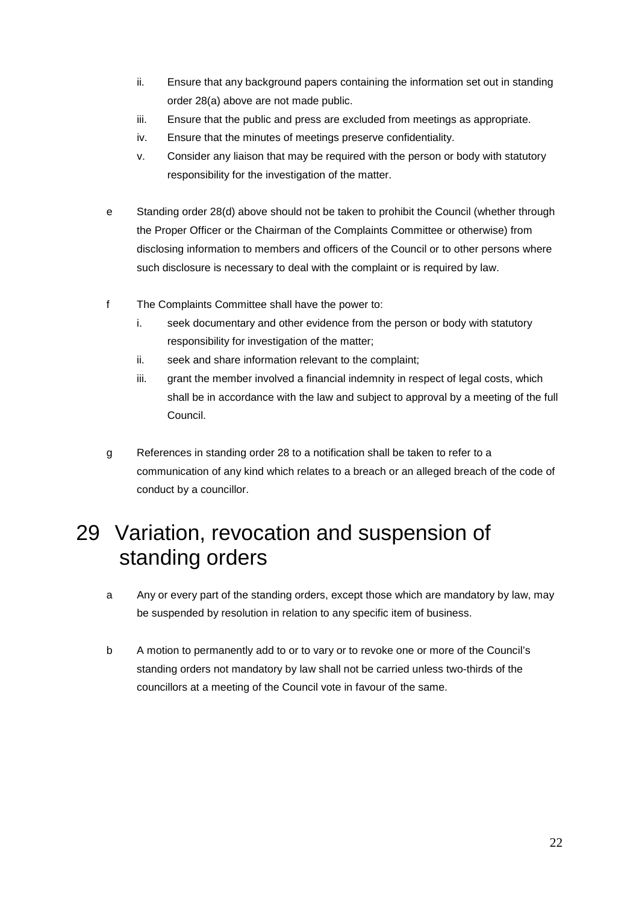ii. Ensure that any background papers containing the information set out in standing order 28(a) above are not made public.

iii. Ensure that the public and press are excluded from meetings as appropriate.

iv. Ensure that the minutes of meetings preserve confidentiality.

v. Consider any liaison that may be required with the person or body with statutory responsibility for the investigation of the matter.

e Standing order 28(d) above should not be taken to prohibit the Council (whether through the Proper Officer or the Chairman of the Complaints Committee or otherwise) from disclosing information to members and officers of the Council or to other persons where such disclosure is necessary to deal with the complaint or is required by law.

f The Complaints Committee shall have the power to:

i. seek documentary and other evidence from the person or body with statutory responsibility for investigation of the matter;

ii. seek and share information relevant to the complaint;

iii. grant the member involved a financial indemnity in respect of legal costs, which shall be in accordance with the law and subject to approval by a meeting of the full Council.

g References in standing order 28 to a notification shall be taken to refer to a communication of any kind which relates to a breach or an alleged breach of the code of conduct by a councillor.

# 29 Variation, revocation and suspension of standing orders

a Any or every part of the standing orders, except those which are mandatory by law, may be suspended by resolution in relation to any specific item of business.

b A motion to permanently add to or to vary or to revoke one or more of the Council's standing orders not mandatory by law shall not be carried unless two-thirds of the councillors at a meeting of the Council vote in favour of the same.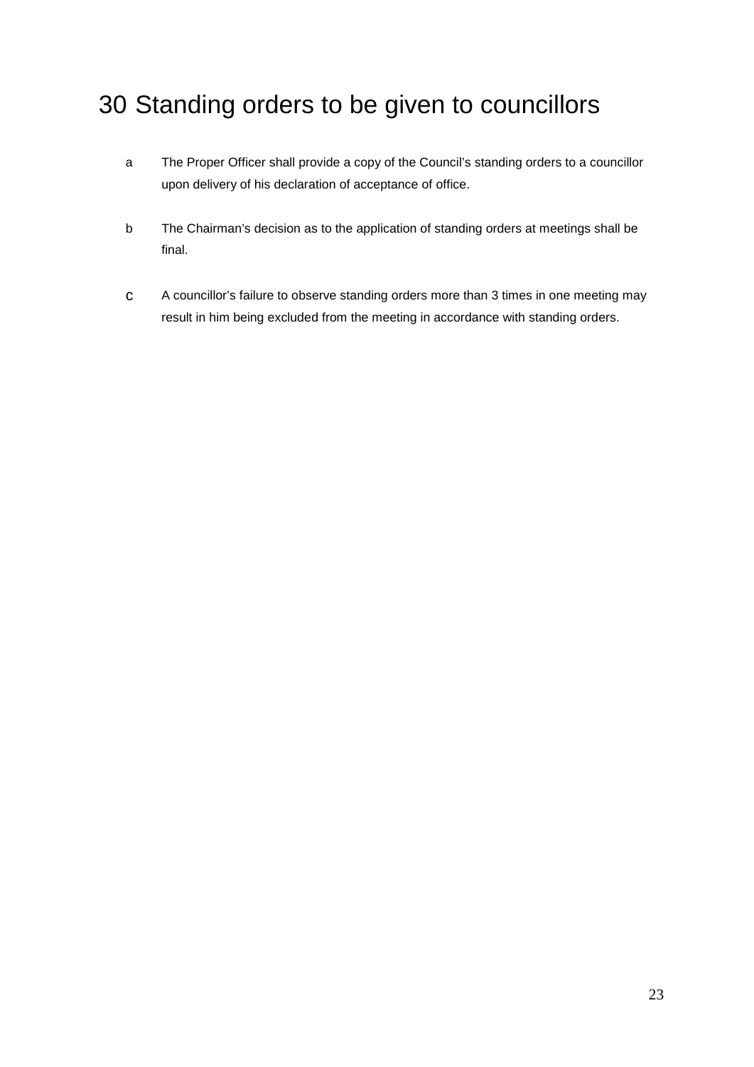# 30 Standing orders to be given to councillors

a The Proper Officer shall provide a copy of the Council's standing orders to a councillor upon delivery of his declaration of acceptance of office.

b The Chairman's decision as to the application of standing orders at meetings shall be final.

c A councillor's failure to observe standing orders more than 3 times in one meeting may result in him being excluded from the meeting in accordance with standing orders.